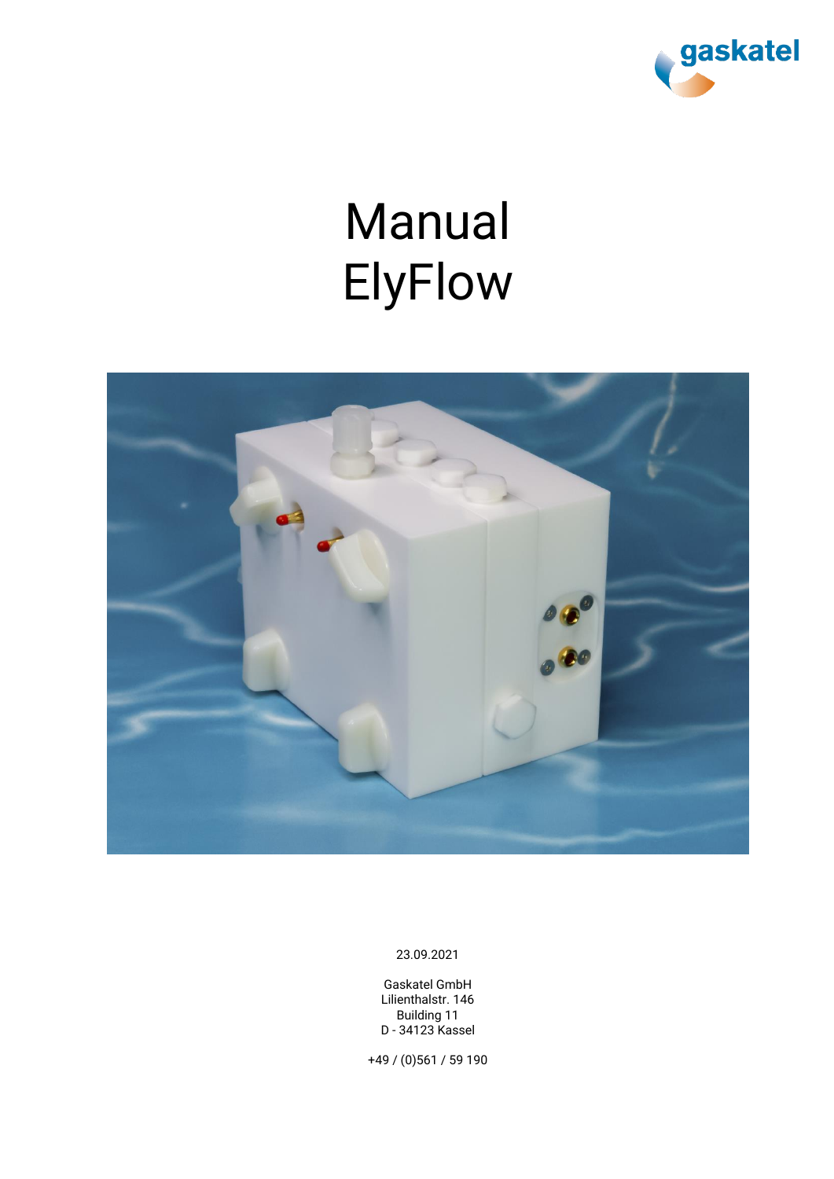gaskatel

# Manual
# ElyFlow

23.09.2021

Gaskatel GmbH
Lilienthalstr. 146
Building 11
D - 34123 Kassel

+49 / (0)561 / 59 190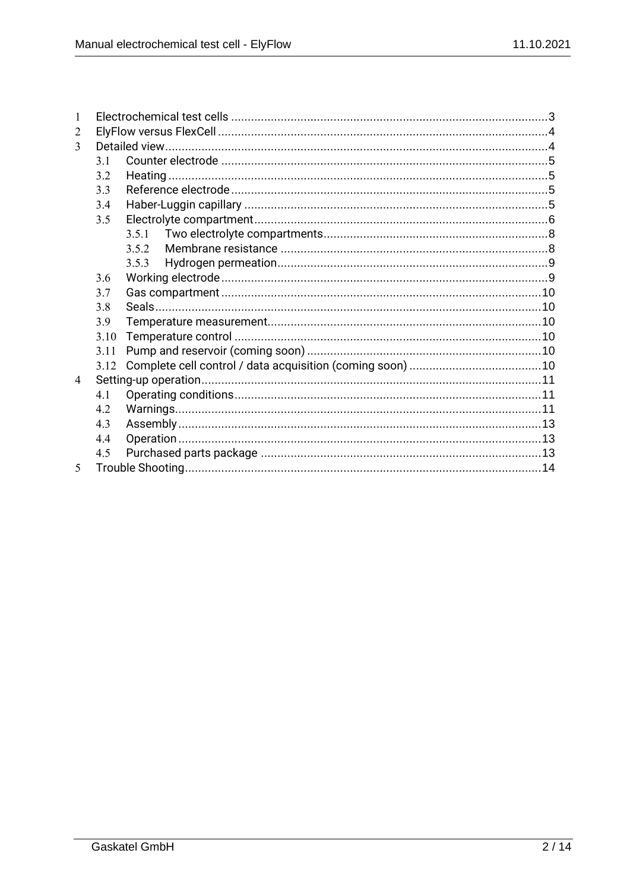1 Electrochemical test cells ... 3
2 ElyFlow versus FlexCell ... 4
3 Detailed view ... 4
- 3.1 Counter electrode ... 5
- 3.2 Heating ... 5
- 3.3 Reference electrode ... 5
- 3.4 Haber-Luggin capillary ... 5
- 3.5 Electrolyte compartment ... 6
  - 3.5.1 Two electrolyte compartments ... 8
  - 3.5.2 Membrane resistance ... 8
  - 3.5.3 Hydrogen permeation ... 9
- 3.6 Working electrode ... 9
- 3.7 Gas compartment ... 10
- 3.8 Seals ... 10
- 3.9 Temperature measurement ... 10
- 3.10 Temperature control ... 10
- 3.11 Pump and reservoir (coming soon) ... 10
- 3.12 Complete cell control / data acquisition (coming soon) ... 10

4 Setting-up operation ... 11
- 4.1 Operating conditions ... 11
- 4.2 Warnings ... 11
- 4.3 Assembly ... 13
- 4.4 Operation ... 13
- 4.5 Purchased parts package ... 13

5 Trouble Shooting ... 14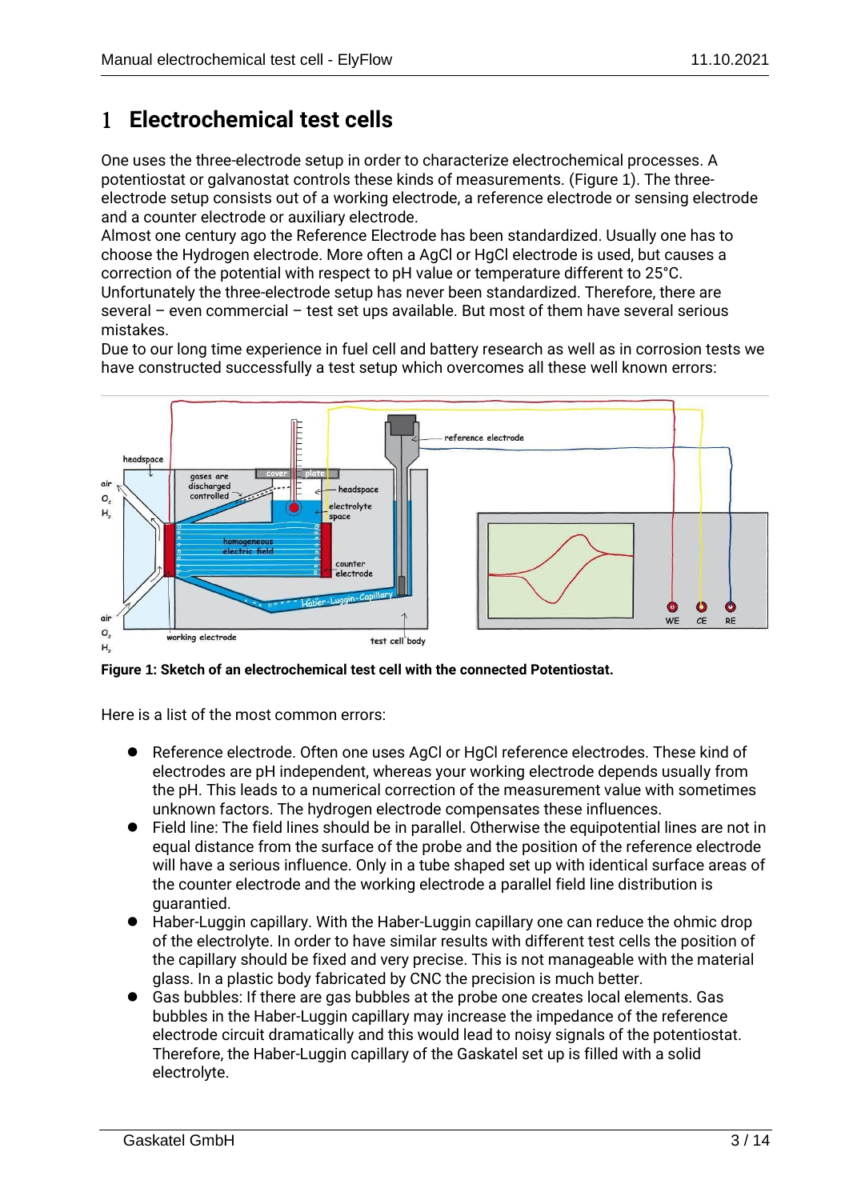# 1 Electrochemical test cells

One uses the three-electrode setup in order to characterize electrochemical processes. A potentiostat or galvanostat controls these kinds of measurements. (Figure 1). The three-electrode setup consists out of a working electrode, a reference electrode or sensing electrode and a counter electrode or auxiliary electrode.
Almost one century ago the Reference Electrode has been standardized. Usually one has to choose the Hydrogen electrode. More often a AgCl or HgCl electrode is used, but causes a correction of the potential with respect to pH value or temperature different to 25°C.
Unfortunately the three-electrode setup has never been standardized. Therefore, there are several – even commercial – test set ups available. But most of them have several serious mistakes.
Due to our long time experience in fuel cell and battery research as well as in corrosion tests we have constructed successfully a test setup which overcomes all these well known errors:

**Figure 1: Sketch of an electrochemical test cell with the connected Potentiostat.**

Here is a list of the most common errors:

- Reference electrode. Often one uses AgCl or HgCl reference electrodes. These kind of electrodes are pH independent, whereas your working electrode depends usually from the pH. This leads to a numerical correction of the measurement value with sometimes unknown factors. The hydrogen electrode compensates these influences.
- Field line: The field lines should be in parallel. Otherwise the equipotential lines are not in equal distance from the surface of the probe and the position of the reference electrode will have a serious influence. Only in a tube shaped set up with identical surface areas of the counter electrode and the working electrode a parallel field line distribution is guarantied.
- Haber-Luggin capillary. With the Haber-Luggin capillary one can reduce the ohmic drop of the electrolyte. In order to have similar results with different test cells the position of the capillary should be fixed and very precise. This is not manageable with the material glass. In a plastic body fabricated by CNC the precision is much better.
- Gas bubbles: If there are gas bubbles at the probe one creates local elements. Gas bubbles in the Haber-Luggin capillary may increase the impedance of the reference electrode circuit dramatically and this would lead to noisy signals of the potentiostat. Therefore, the Haber-Luggin capillary of the Gaskatel set up is filled with a solid electrolyte.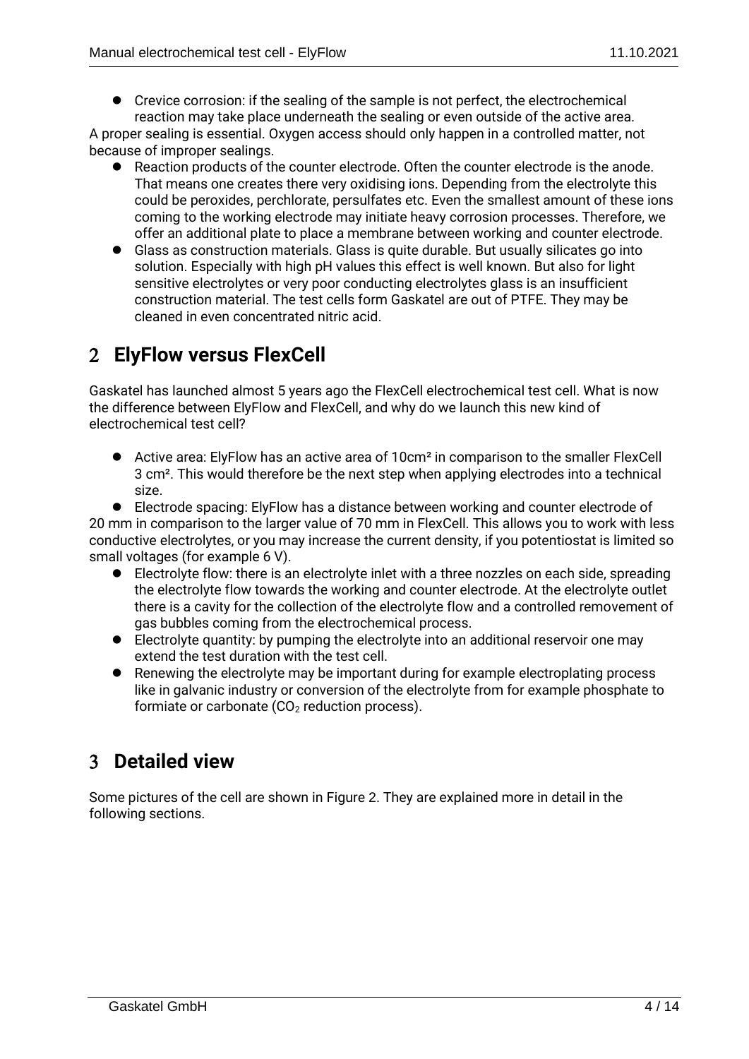- Crevice corrosion: if the sealing of the sample is not perfect, the electrochemical reaction may take place underneath the sealing or even outside of the active area.

A proper sealing is essential. Oxygen access should only happen in a controlled matter, not because of improper sealings.

- Reaction products of the counter electrode. Often the counter electrode is the anode. That means one creates there very oxidising ions. Depending from the electrolyte this could be peroxides, perchlorate, persulfates etc. Even the smallest amount of these ions coming to the working electrode may initiate heavy corrosion processes. Therefore, we offer an additional plate to place a membrane between working and counter electrode.
- Glass as construction materials. Glass is quite durable. But usually silicates go into solution. Especially with high pH values this effect is well known. But also for light sensitive electrolytes or very poor conducting electrolytes glass is an insufficient construction material. The test cells form Gaskatel are out of PTFE. They may be cleaned in even concentrated nitric acid.

## 2 ElyFlow versus FlexCell

Gaskatel has launched almost 5 years ago the FlexCell electrochemical test cell. What is now the difference between ElyFlow and FlexCell, and why do we launch this new kind of electrochemical test cell?

- Active area: ElyFlow has an active area of 10cm² in comparison to the smaller FlexCell 3 cm². This would therefore be the next step when applying electrodes into a technical size.
- Electrode spacing: ElyFlow has a distance between working and counter electrode of 20 mm in comparison to the larger value of 70 mm in FlexCell. This allows you to work with less conductive electrolytes, or you may increase the current density, if you potentiostat is limited so small voltages (for example 6 V).
- Electrolyte flow: there is an electrolyte inlet with a three nozzles on each side, spreading the electrolyte flow towards the working and counter electrode. At the electrolyte outlet there is a cavity for the collection of the electrolyte flow and a controlled removement of gas bubbles coming from the electrochemical process.
- Electrolyte quantity: by pumping the electrolyte into an additional reservoir one may extend the test duration with the test cell.
- Renewing the electrolyte may be important during for example electroplating process like in galvanic industry or conversion of the electrolyte from for example phosphate to formiate or carbonate ($CO_2$ reduction process).

## 3 Detailed view

Some pictures of the cell are shown in Figure 2. They are explained more in detail in the following sections.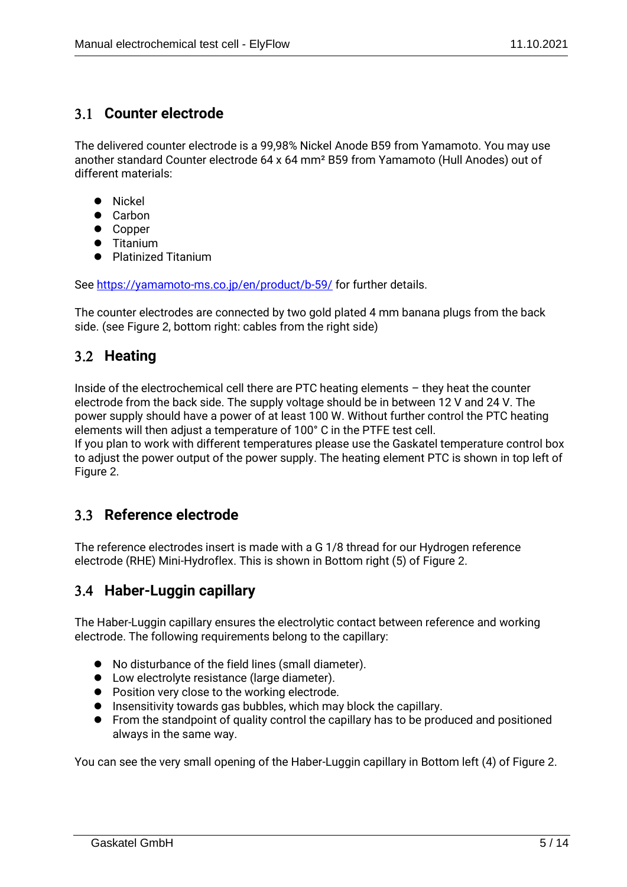## 3.1 Counter electrode

The delivered counter electrode is a 99,98% Nickel Anode B59 from Yamamoto. You may use another standard Counter electrode 64 x 64 mm² B59 from Yamamoto (Hull Anodes) out of different materials:

- Nickel
- Carbon
- Copper
- Titanium
- Platinized Titanium

See https://yamamoto-ms.co.jp/en/product/b-59/ for further details.

The counter electrodes are connected by two gold plated 4 mm banana plugs from the back side. (see Figure 2, bottom right: cables from the right side)

## 3.2 Heating

Inside of the electrochemical cell there are PTC heating elements – they heat the counter electrode from the back side. The supply voltage should be in between 12 V and 24 V. The power supply should have a power of at least 100 W. Without further control the PTC heating elements will then adjust a temperature of 100° C in the PTFE test cell.
If you plan to work with different temperatures please use the Gaskatel temperature control box to adjust the power output of the power supply. The heating element PTC is shown in top left of Figure 2.

## 3.3 Reference electrode

The reference electrodes insert is made with a G 1/8 thread for our Hydrogen reference electrode (RHE) Mini-Hydroflex. This is shown in Bottom right (5) of Figure 2.

## 3.4 Haber-Luggin capillary

The Haber-Luggin capillary ensures the electrolytic contact between reference and working electrode. The following requirements belong to the capillary:

- No disturbance of the field lines (small diameter).
- Low electrolyte resistance (large diameter).
- Position very close to the working electrode.
- Insensitivity towards gas bubbles, which may block the capillary.
- From the standpoint of quality control the capillary has to be produced and positioned always in the same way.

You can see the very small opening of the Haber-Luggin capillary in Bottom left (4) of Figure 2.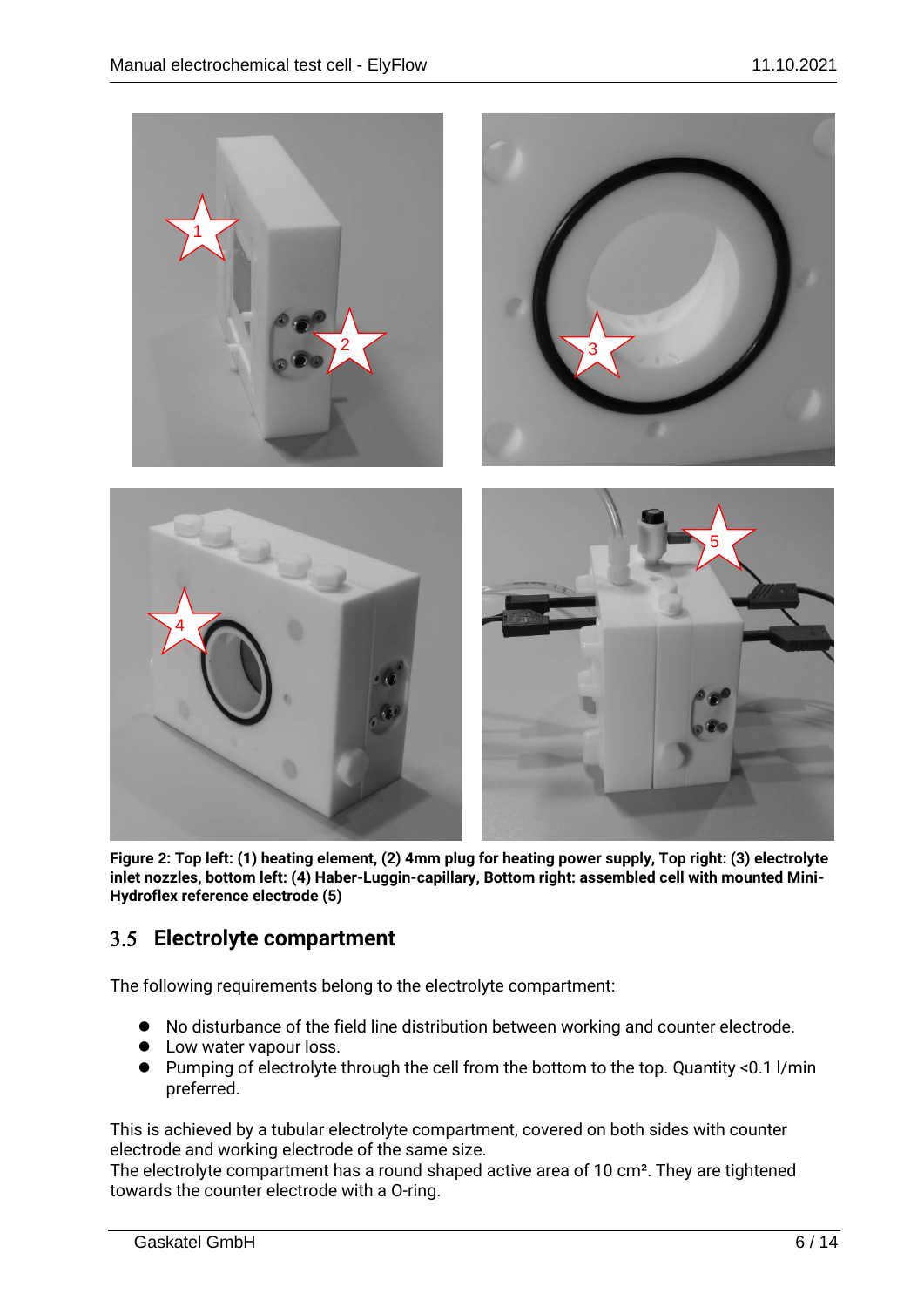**Figure 2: Top left: (1) heating element, (2) 4mm plug for heating power supply, Top right: (3) electrolyte inlet nozzles, bottom left: (4) Haber-Luggin-capillary, Bottom right: assembled cell with mounted Mini-Hydroflex reference electrode (5)**

## 3.5 Electrolyte compartment

The following requirements belong to the electrolyte compartment:

- No disturbance of the field line distribution between working and counter electrode.
- Low water vapour loss.
- Pumping of electrolyte through the cell from the bottom to the top. Quantity <0.1 l/min preferred.

This is achieved by a tubular electrolyte compartment, covered on both sides with counter electrode and working electrode of the same size.
The electrolyte compartment has a round shaped active area of 10 cm². They are tightened towards the counter electrode with a O-ring.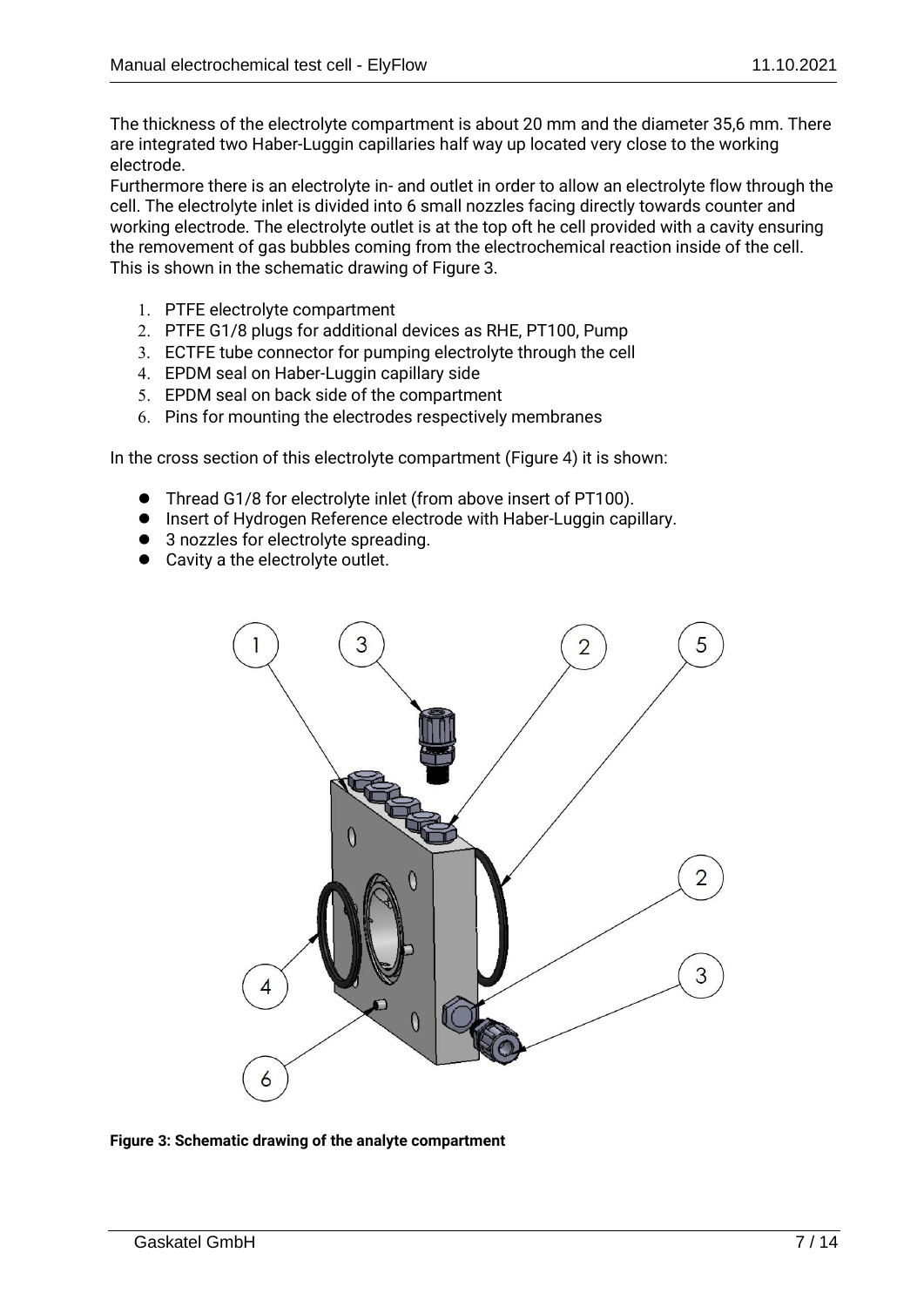The thickness of the electrolyte compartment is about 20 mm and the diameter 35,6 mm. There are integrated two Haber-Luggin capillaries half way up located very close to the working electrode.
Furthermore there is an electrolyte in- and outlet in order to allow an electrolyte flow through the cell. The electrolyte inlet is divided into 6 small nozzles facing directly towards counter and working electrode. The electrolyte outlet is at the top oft he cell provided with a cavity ensuring the removement of gas bubbles coming from the electrochemical reaction inside of the cell. This is shown in the schematic drawing of Figure 3.

1. PTFE electrolyte compartment
2. PTFE G1/8 plugs for additional devices as RHE, PT100, Pump
3. ECTFE tube connector for pumping electrolyte through the cell
4. EPDM seal on Haber-Luggin capillary side
5. EPDM seal on back side of the compartment
6. Pins for mounting the electrodes respectively membranes

In the cross section of this electrolyte compartment (Figure 4) it is shown:

- Thread G1/8 for electrolyte inlet (from above insert of PT100).
- Insert of Hydrogen Reference electrode with Haber-Luggin capillary.
- 3 nozzles for electrolyte spreading.
- Cavity a the electrolyte outlet.

**Figure 3: Schematic drawing of the analyte compartment**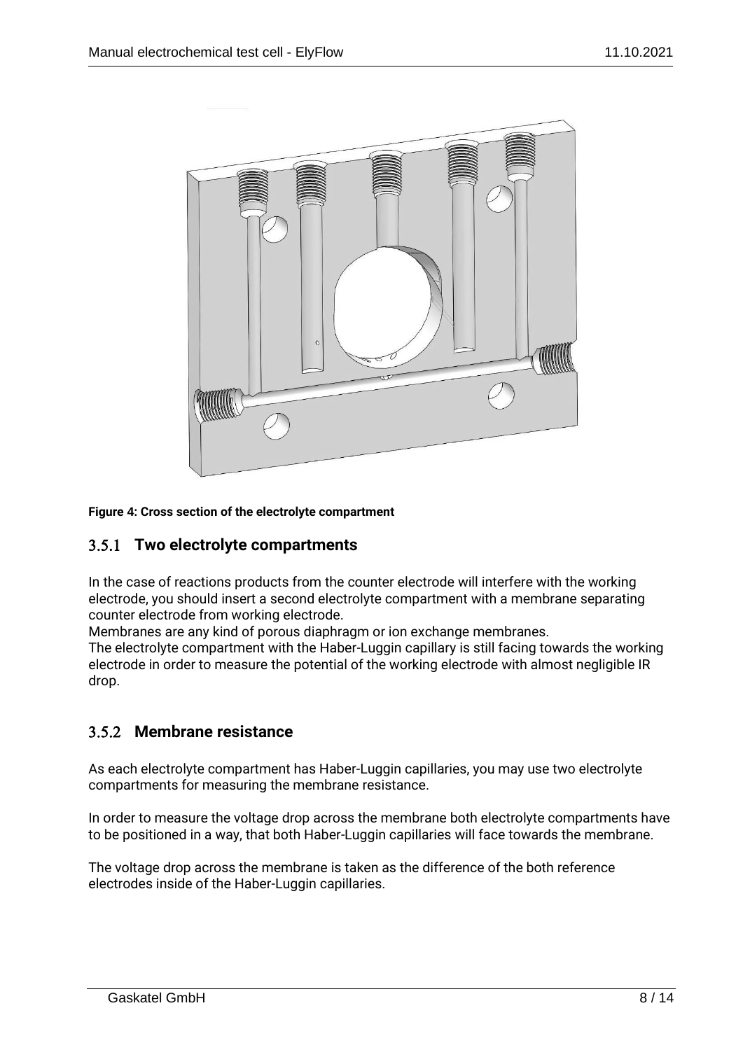Figure 4: Cross section of the electrolyte compartment

### 3.5.1 Two electrolyte compartments

In the case of reactions products from the counter electrode will interfere with the working electrode, you should insert a second electrolyte compartment with a membrane separating counter electrode from working electrode.
Membranes are any kind of porous diaphragm or ion exchange membranes.
The electrolyte compartment with the Haber-Luggin capillary is still facing towards the working electrode in order to measure the potential of the working electrode with almost negligible IR drop.

### 3.5.2 Membrane resistance

As each electrolyte compartment has Haber-Luggin capillaries, you may use two electrolyte compartments for measuring the membrane resistance.

In order to measure the voltage drop across the membrane both electrolyte compartments have to be positioned in a way, that both Haber-Luggin capillaries will face towards the membrane.

The voltage drop across the membrane is taken as the difference of the both reference electrodes inside of the Haber-Luggin capillaries.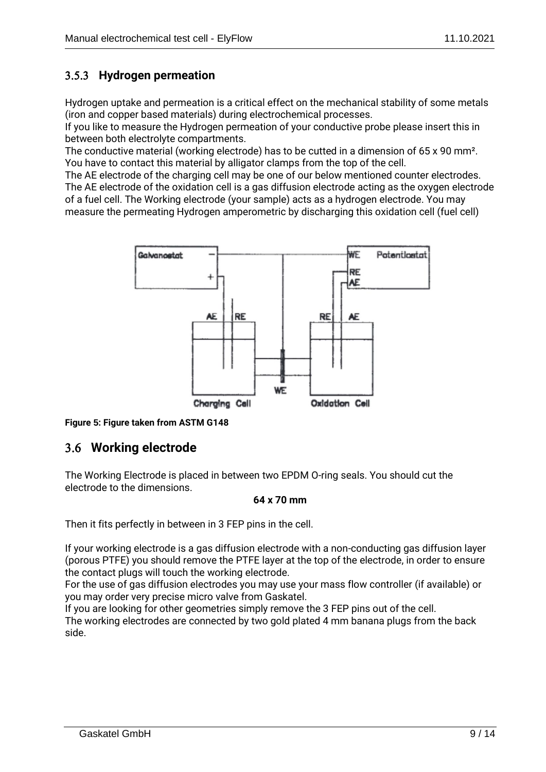### 3.5.3 Hydrogen permeation

Hydrogen uptake and permeation is a critical effect on the mechanical stability of some metals (iron and copper based materials) during electrochemical processes.
If you like to measure the Hydrogen permeation of your conductive probe please insert this in between both electrolyte compartments.
The conductive material (working electrode) has to be cutted in a dimension of 65 x 90 mm².
You have to contact this material by alligator clamps from the top of the cell.
The AE electrode of the charging cell may be one of our below mentioned counter electrodes.
The AE electrode of the oxidation cell is a gas diffusion electrode acting as the oxygen electrode of a fuel cell. The Working electrode (your sample) acts as a hydrogen electrode. You may measure the permeating Hydrogen amperometric by discharging this oxidation cell (fuel cell)

**Figure 5: Figure taken from ASTM G148**

## 3.6 Working electrode

The Working Electrode is placed in between two EPDM O-ring seals. You should cut the electrode to the dimensions.

**64 x 70 mm**

Then it fits perfectly in between in 3 FEP pins in the cell.

If your working electrode is a gas diffusion electrode with a non-conducting gas diffusion layer (porous PTFE) you should remove the PTFE layer at the top of the electrode, in order to ensure the contact plugs will touch the working electrode.
For the use of gas diffusion electrodes you may use your mass flow controller (if available) or you may order very precise micro valve from Gaskatel.
If you are looking for other geometries simply remove the 3 FEP pins out of the cell.
The working electrodes are connected by two gold plated 4 mm banana plugs from the back side.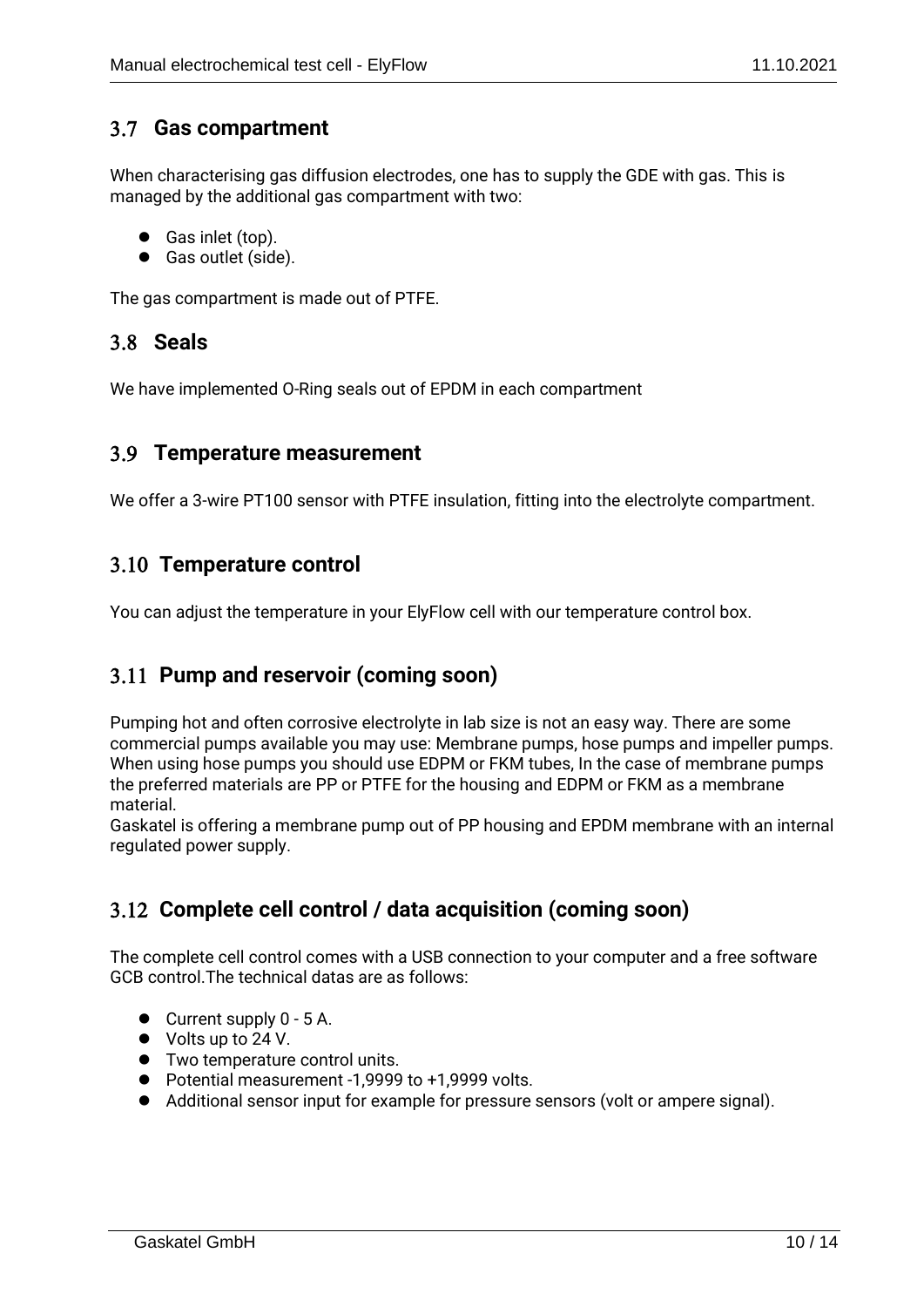## 3.7 Gas compartment

When characterising gas diffusion electrodes, one has to supply the GDE with gas. This is managed by the additional gas compartment with two:

- Gas inlet (top).
- Gas outlet (side).

The gas compartment is made out of PTFE.

## 3.8 Seals

We have implemented O-Ring seals out of EPDM in each compartment

## 3.9 Temperature measurement

We offer a 3-wire PT100 sensor with PTFE insulation, fitting into the electrolyte compartment.

## 3.10 Temperature control

You can adjust the temperature in your ElyFlow cell with our temperature control box.

## 3.11 Pump and reservoir (coming soon)

Pumping hot and often corrosive electrolyte in lab size is not an easy way. There are some commercial pumps available you may use: Membrane pumps, hose pumps and impeller pumps. When using hose pumps you should use EDPM or FKM tubes, In the case of membrane pumps the preferred materials are PP or PTFE for the housing and EDPM or FKM as a membrane material.
Gaskatel is offering a membrane pump out of PP housing and EPDM membrane with an internal regulated power supply.

## 3.12 Complete cell control / data acquisition (coming soon)

The complete cell control comes with a USB connection to your computer and a free software GCB control.The technical datas are as follows:

- Current supply 0 - 5 A.
- Volts up to 24 V.
- Two temperature control units.
- Potential measurement -1,9999 to +1,9999 volts.
- Additional sensor input for example for pressure sensors (volt or ampere signal).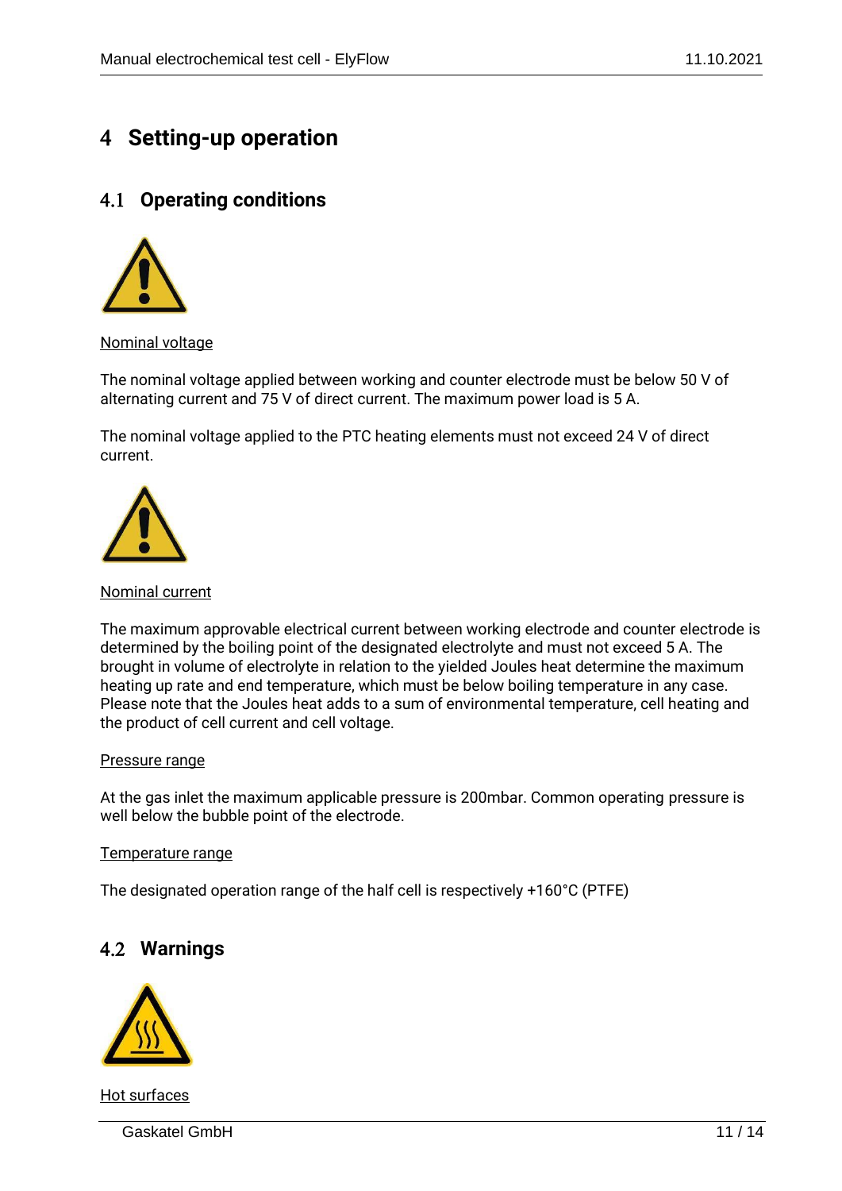# 4 Setting-up operation

## 4.1 Operating conditions

Nominal voltage

The nominal voltage applied between working and counter electrode must be below 50 V of alternating current and 75 V of direct current. The maximum power load is 5 A.

The nominal voltage applied to the PTC heating elements must not exceed 24 V of direct current.

Nominal current

The maximum approvable electrical current between working electrode and counter electrode is determined by the boiling point of the designated electrolyte and must not exceed 5 A. The brought in volume of electrolyte in relation to the yielded Joules heat determine the maximum heating up rate and end temperature, which must be below boiling temperature in any case. Please note that the Joules heat adds to a sum of environmental temperature, cell heating and the product of cell current and cell voltage.

Pressure range

At the gas inlet the maximum applicable pressure is 200mbar. Common operating pressure is well below the bubble point of the electrode.

Temperature range

The designated operation range of the half cell is respectively +160°C (PTFE)

## 4.2 Warnings

Hot surfaces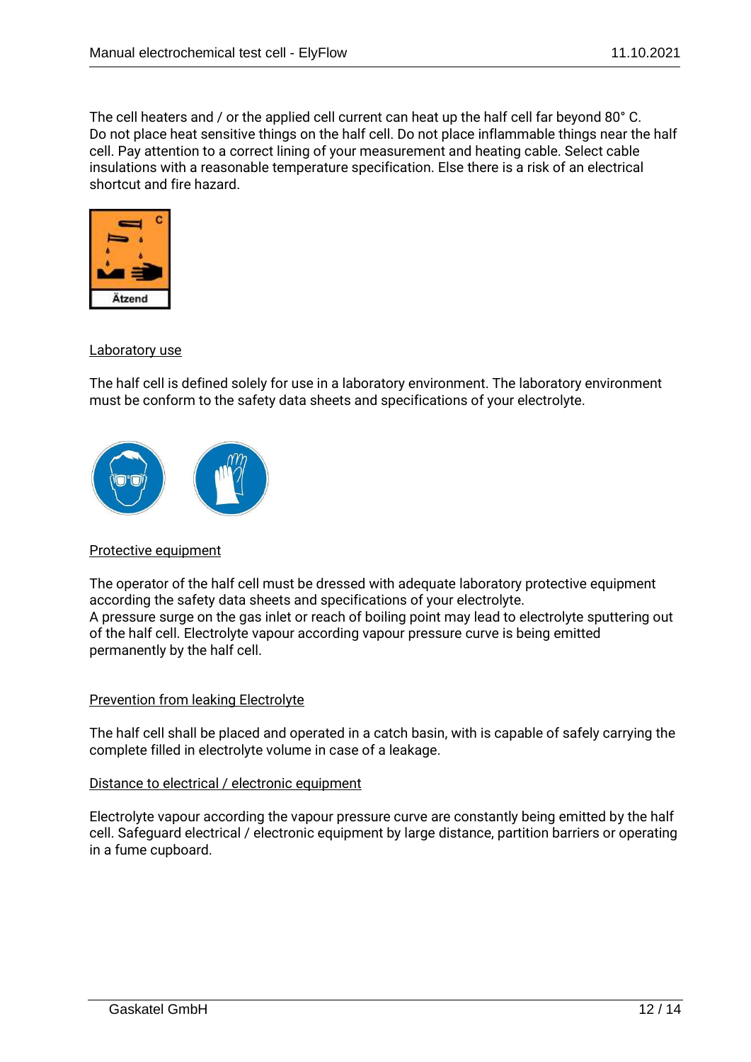The cell heaters and / or the applied cell current can heat up the half cell far beyond 80° C. Do not place heat sensitive things on the half cell. Do not place inflammable things near the half cell. Pay attention to a correct lining of your measurement and heating cable. Select cable insulations with a reasonable temperature specification. Else there is a risk of an electrical shortcut and fire hazard.

Ätzend

Laboratory use

The half cell is defined solely for use in a laboratory environment. The laboratory environment must be conform to the safety data sheets and specifications of your electrolyte.

Protective equipment

The operator of the half cell must be dressed with adequate laboratory protective equipment according the safety data sheets and specifications of your electrolyte.
A pressure surge on the gas inlet or reach of boiling point may lead to electrolyte sputtering out of the half cell. Electrolyte vapour according vapour pressure curve is being emitted permanently by the half cell.

Prevention from leaking Electrolyte

The half cell shall be placed and operated in a catch basin, with is capable of safely carrying the complete filled in electrolyte volume in case of a leakage.

Distance to electrical / electronic equipment

Electrolyte vapour according the vapour pressure curve are constantly being emitted by the half cell. Safeguard electrical / electronic equipment by large distance, partition barriers or operating in a fume cupboard.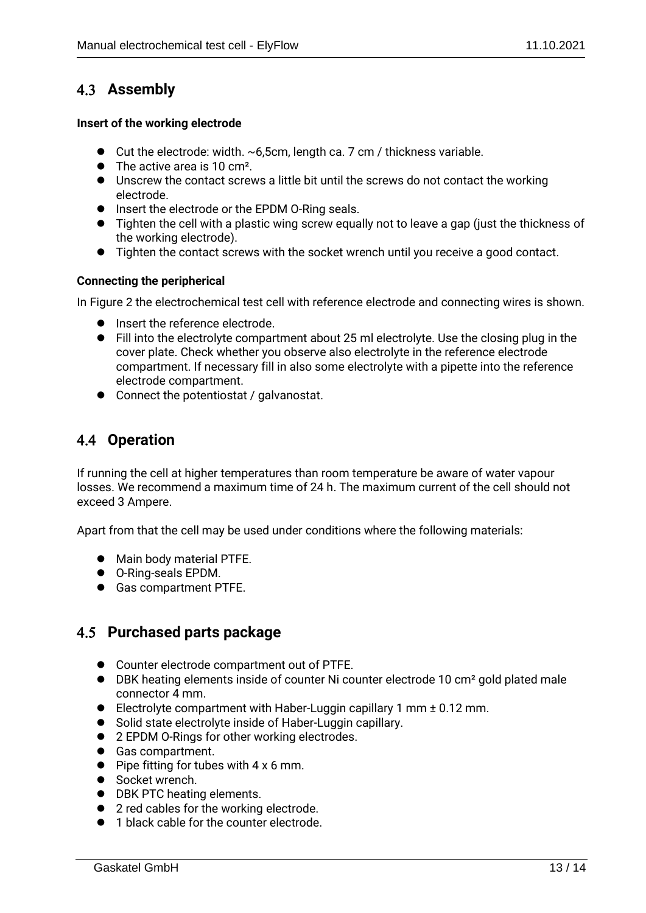## 4.3 Assembly

**Insert of the working electrode**

- Cut the electrode: width. ~6,5cm, length ca. 7 cm / thickness variable.
- The active area is 10 cm².
- Unscrew the contact screws a little bit until the screws do not contact the working electrode.
- Insert the electrode or the EPDM O-Ring seals.
- Tighten the cell with a plastic wing screw equally not to leave a gap (just the thickness of the working electrode).
- Tighten the contact screws with the socket wrench until you receive a good contact.

**Connecting the peripherical**

In Figure 2 the electrochemical test cell with reference electrode and connecting wires is shown.

- Insert the reference electrode.
- Fill into the electrolyte compartment about 25 ml electrolyte. Use the closing plug in the cover plate. Check whether you observe also electrolyte in the reference electrode compartment. If necessary fill in also some electrolyte with a pipette into the reference electrode compartment.
- Connect the potentiostat / galvanostat.

## 4.4 Operation

If running the cell at higher temperatures than room temperature be aware of water vapour losses. We recommend a maximum time of 24 h. The maximum current of the cell should not exceed 3 Ampere.

Apart from that the cell may be used under conditions where the following materials:

- Main body material PTFE.
- O-Ring-seals EPDM.
- Gas compartment PTFE.

## 4.5 Purchased parts package

- Counter electrode compartment out of PTFE.
- DBK heating elements inside of counter Ni counter electrode 10 cm² gold plated male connector 4 mm.
- Electrolyte compartment with Haber-Luggin capillary 1 mm ± 0.12 mm.
- Solid state electrolyte inside of Haber-Luggin capillary.
- 2 EPDM O-Rings for other working electrodes.
- Gas compartment.
- Pipe fitting for tubes with 4 x 6 mm.
- Socket wrench.
- DBK PTC heating elements.
- 2 red cables for the working electrode.
- 1 black cable for the counter electrode.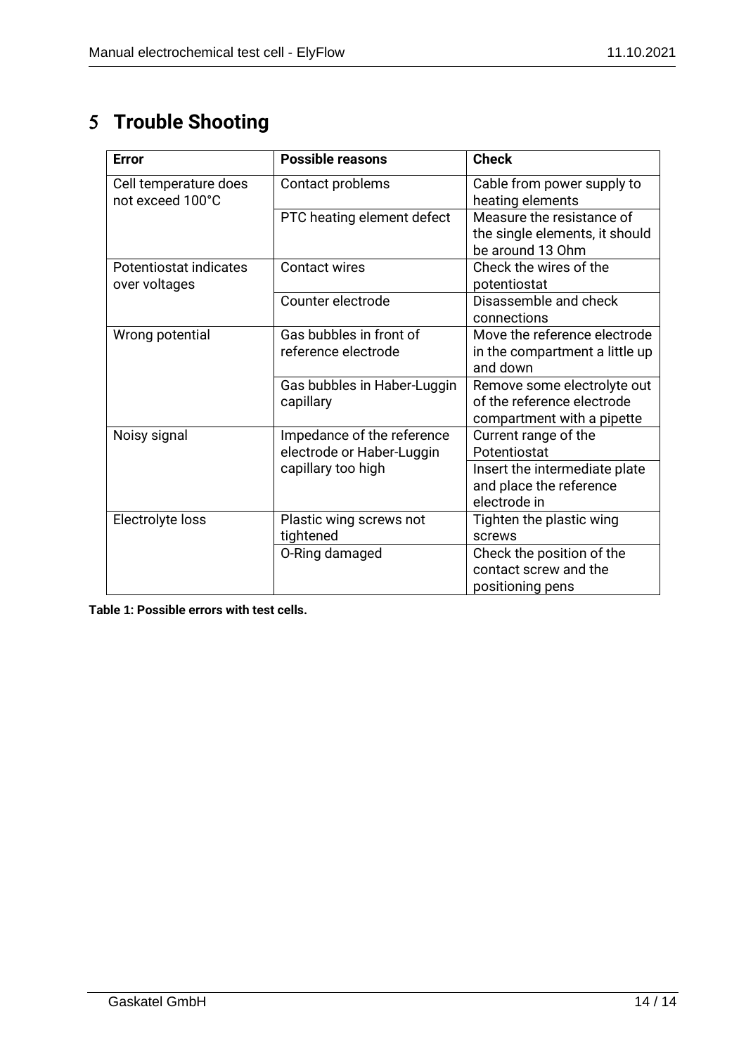# 5 Trouble Shooting

| Error | Possible reasons | Check |
|---|---|---|
| Cell temperature does not exceed 100°C | Contact problems | Cable from power supply to heating elements |
| | PTC heating element defect | Measure the resistance of the single elements, it should be around 13 Ohm |
| Potentiostat indicates over voltages | Contact wires | Check the wires of the potentiostat |
| | Counter electrode | Disassemble and check connections |
| Wrong potential | Gas bubbles in front of reference electrode | Move the reference electrode in the compartment a little up and down |
| | Gas bubbles in Haber-Luggin capillary | Remove some electrolyte out of the reference electrode compartment with a pipette |
| Noisy signal | Impedance of the reference electrode or Haber-Luggin capillary too high | Current range of the Potentiostat |
| | | Insert the intermediate plate and place the reference electrode in |
| Electrolyte loss | Plastic wing screws not tightened | Tighten the plastic wing screws |
| | O-Ring damaged | Check the position of the contact screw and the positioning pens |

**Table 1: Possible errors with test cells.**